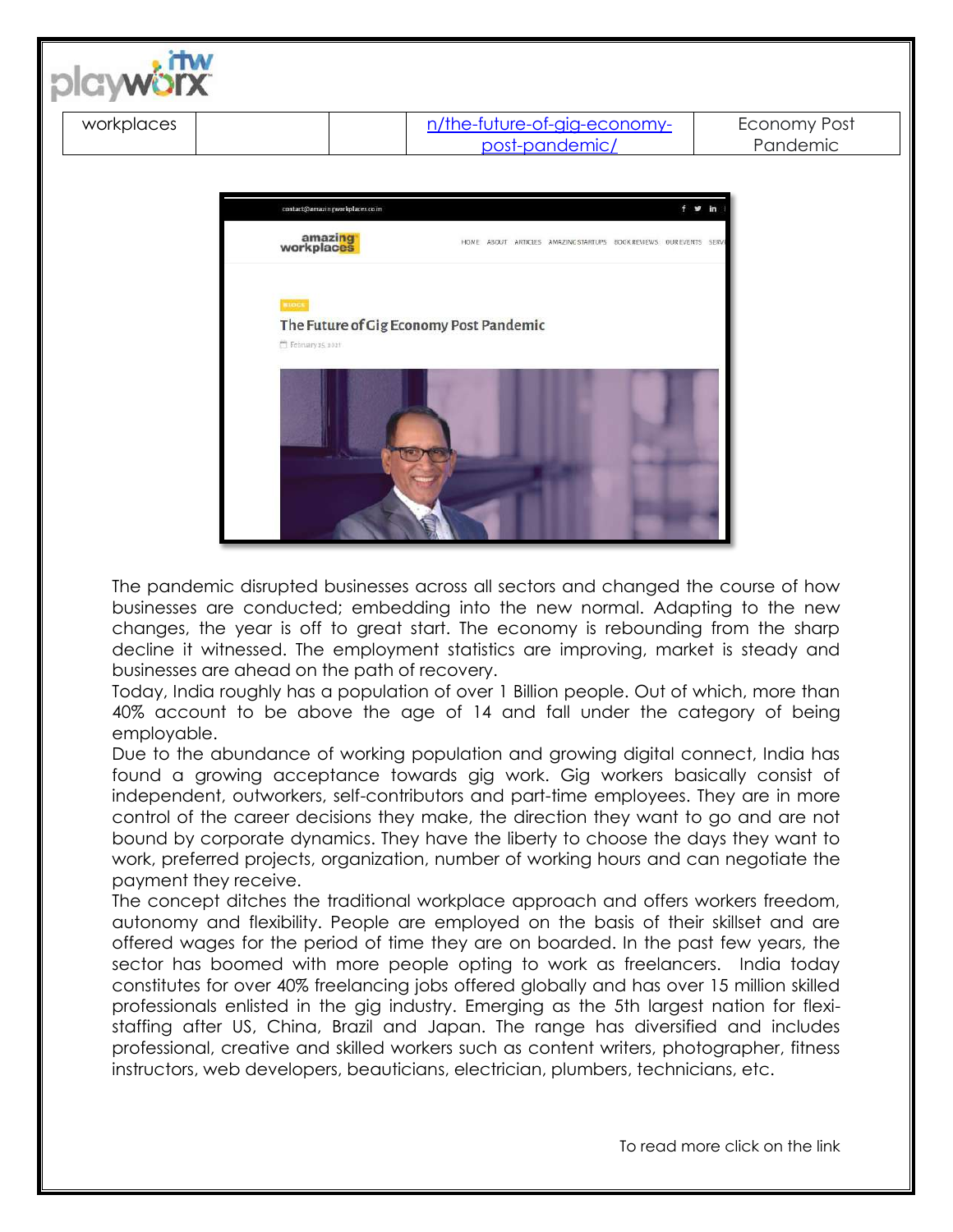| workplaces | | | n/the-future-of-gig-economy-post-pandemic/ | Economy Post Pandemic |
|---|---|---|---|---|

The pandemic disrupted businesses across all sectors and changed the course of how businesses are conducted; embedding into the new normal. Adapting to the new changes, the year is off to great start. The economy is rebounding from the sharp decline it witnessed. The employment statistics are improving, market is steady and businesses are ahead on the path of recovery.

Today, India roughly has a population of over 1 Billion people. Out of which, more than 40% account to be above the age of 14 and fall under the category of being employable.

Due to the abundance of working population and growing digital connect, India has found a growing acceptance towards gig work. Gig workers basically consist of independent, outworkers, self-contributors and part-time employees. They are in more control of the career decisions they make, the direction they want to go and are not bound by corporate dynamics. They have the liberty to choose the days they want to work, preferred projects, organization, number of working hours and can negotiate the payment they receive.

The concept ditches the traditional workplace approach and offers workers freedom, autonomy and flexibility. People are employed on the basis of their skillset and are offered wages for the period of time they are on boarded. In the past few years, the sector has boomed with more people opting to work as freelancers. India today constitutes for over 40% freelancing jobs offered globally and has over 15 million skilled professionals enlisted in the gig industry. Emerging as the 5th largest nation for flexi-staffing after US, China, Brazil and Japan. The range has diversified and includes professional, creative and skilled workers such as content writers, photographer, fitness instructors, web developers, beauticians, electrician, plumbers, technicians, etc.

To read more click on the link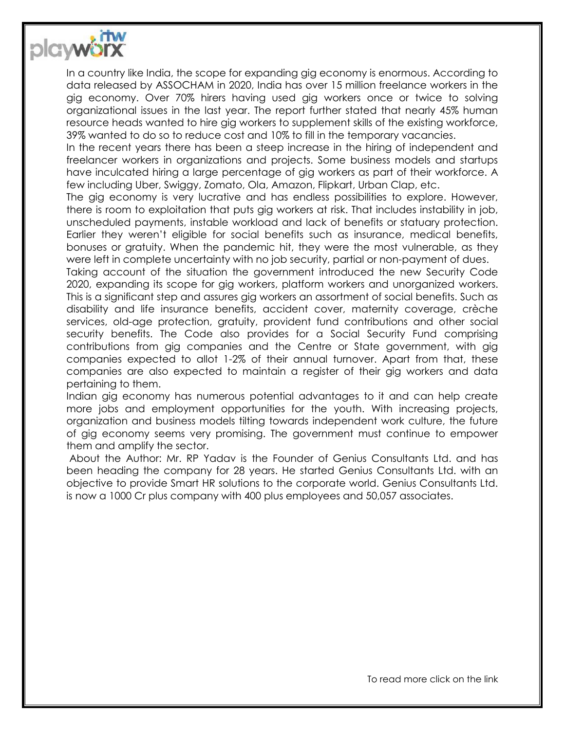In a country like India, the scope for expanding gig economy is enormous. According to data released by ASSOCHAM in 2020, India has over 15 million freelance workers in the gig economy. Over 70% hirers having used gig workers once or twice to solving organizational issues in the last year. The report further stated that nearly 45% human resource heads wanted to hire gig workers to supplement skills of the existing workforce, 39% wanted to do so to reduce cost and 10% to fill in the temporary vacancies.

In the recent years there has been a steep increase in the hiring of independent and freelancer workers in organizations and projects. Some business models and startups have inculcated hiring a large percentage of gig workers as part of their workforce. A few including Uber, Swiggy, Zomato, Ola, Amazon, Flipkart, Urban Clap, etc.

The gig economy is very lucrative and has endless possibilities to explore. However, there is room to exploitation that puts gig workers at risk. That includes instability in job, unscheduled payments, instable workload and lack of benefits or statuary protection. Earlier they weren't eligible for social benefits such as insurance, medical benefits, bonuses or gratuity. When the pandemic hit, they were the most vulnerable, as they were left in complete uncertainty with no job security, partial or non-payment of dues.

Taking account of the situation the government introduced the new Security Code 2020, expanding its scope for gig workers, platform workers and unorganized workers. This is a significant step and assures gig workers an assortment of social benefits. Such as disability and life insurance benefits, accident cover, maternity coverage, crèche services, old-age protection, gratuity, provident fund contributions and other social security benefits. The Code also provides for a Social Security Fund comprising contributions from gig companies and the Centre or State government, with gig companies expected to allot 1-2% of their annual turnover. Apart from that, these companies are also expected to maintain a register of their gig workers and data pertaining to them.

Indian gig economy has numerous potential advantages to it and can help create more jobs and employment opportunities for the youth. With increasing projects, organization and business models tilting towards independent work culture, the future of gig economy seems very promising. The government must continue to empower them and amplify the sector.

About the Author: Mr. RP Yadav is the Founder of Genius Consultants Ltd. and has been heading the company for 28 years. He started Genius Consultants Ltd. with an objective to provide Smart HR solutions to the corporate world. Genius Consultants Ltd. is now a 1000 Cr plus company with 400 plus employees and 50,057 associates.

To read more click on the link